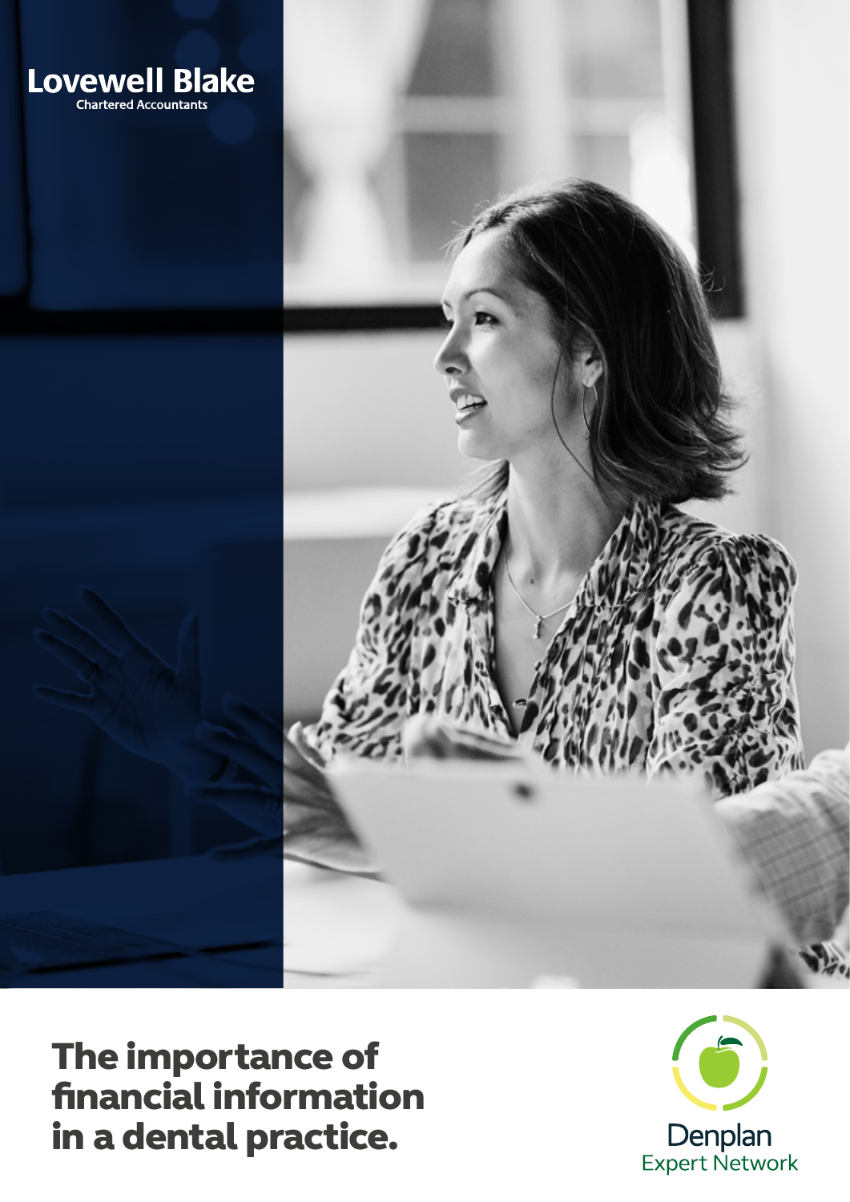Lovewell Blake
Chartered Accountants

# The importance of financial information in a dental practice.

Denplan
Expert Network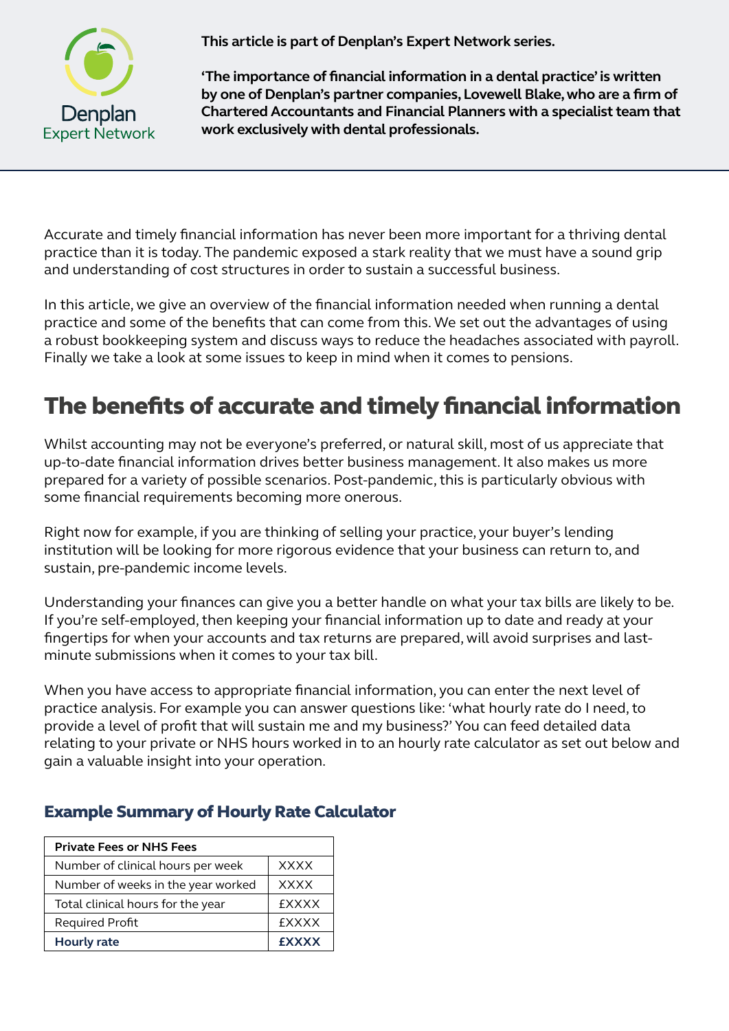This article is part of Denplan's Expert Network series.

**'The importance of financial information in a dental practice' is written by one of Denplan's partner companies, Lovewell Blake, who are a firm of Chartered Accountants and Financial Planners with a specialist team that work exclusively with dental professionals.**

Accurate and timely financial information has never been more important for a thriving dental practice than it is today. The pandemic exposed a stark reality that we must have a sound grip and understanding of cost structures in order to sustain a successful business.

In this article, we give an overview of the financial information needed when running a dental practice and some of the benefits that can come from this. We set out the advantages of using a robust bookkeeping system and discuss ways to reduce the headaches associated with payroll. Finally we take a look at some issues to keep in mind when it comes to pensions.

## The benefits of accurate and timely financial information

Whilst accounting may not be everyone's preferred, or natural skill, most of us appreciate that up-to-date financial information drives better business management. It also makes us more prepared for a variety of possible scenarios. Post-pandemic, this is particularly obvious with some financial requirements becoming more onerous.

Right now for example, if you are thinking of selling your practice, your buyer's lending institution will be looking for more rigorous evidence that your business can return to, and sustain, pre-pandemic income levels.

Understanding your finances can give you a better handle on what your tax bills are likely to be. If you're self-employed, then keeping your financial information up to date and ready at your fingertips for when your accounts and tax returns are prepared, will avoid surprises and last-minute submissions when it comes to your tax bill.

When you have access to appropriate financial information, you can enter the next level of practice analysis. For example you can answer questions like: 'what hourly rate do I need, to provide a level of profit that will sustain me and my business?' You can feed detailed data relating to your private or NHS hours worked in to an hourly rate calculator as set out below and gain a valuable insight into your operation.

### Example Summary of Hourly Rate Calculator

| Private Fees or NHS Fees | |
|---|---|
| Number of clinical hours per week | XXXX |
| Number of weeks in the year worked | XXXX |
| Total clinical hours for the year | £XXXX |
| Required Profit | £XXXX |
| **Hourly rate** | **£XXXX** |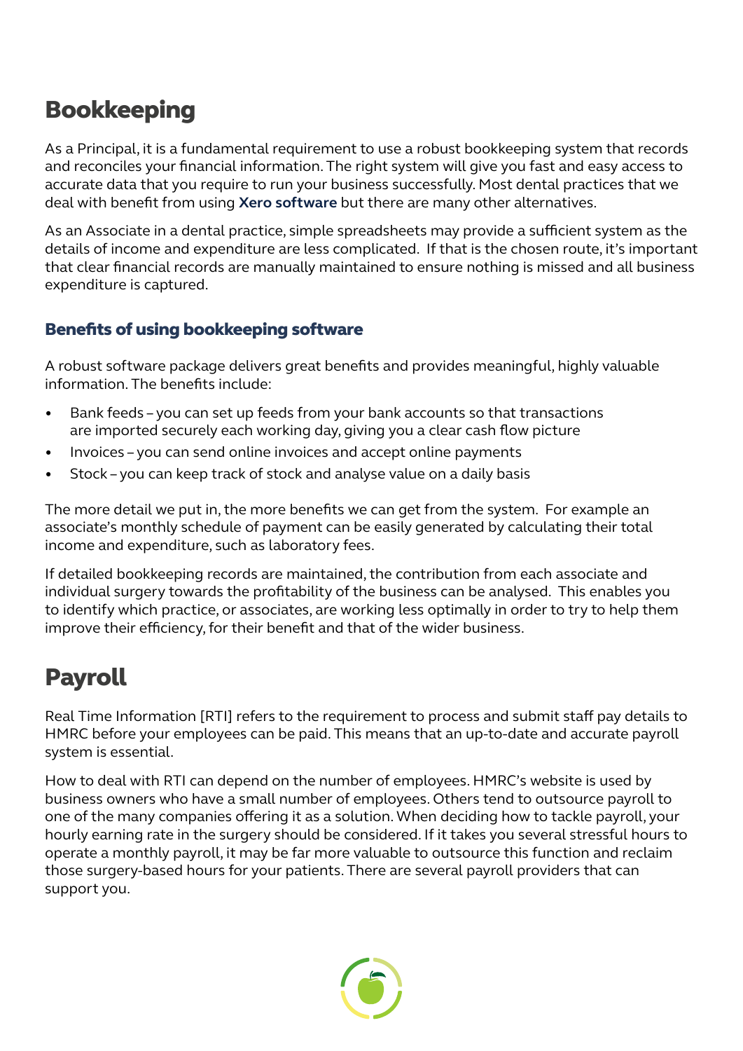# Bookkeeping

As a Principal, it is a fundamental requirement to use a robust bookkeeping system that records and reconciles your financial information. The right system will give you fast and easy access to accurate data that you require to run your business successfully. Most dental practices that we deal with benefit from using **Xero software** but there are many other alternatives.

As an Associate in a dental practice, simple spreadsheets may provide a sufficient system as the details of income and expenditure are less complicated. If that is the chosen route, it's important that clear financial records are manually maintained to ensure nothing is missed and all business expenditure is captured.

### Benefits of using bookkeeping software

A robust software package delivers great benefits and provides meaningful, highly valuable information. The benefits include:

- Bank feeds – you can set up feeds from your bank accounts so that transactions are imported securely each working day, giving you a clear cash flow picture
- Invoices – you can send online invoices and accept online payments
- Stock – you can keep track of stock and analyse value on a daily basis

The more detail we put in, the more benefits we can get from the system. For example an associate's monthly schedule of payment can be easily generated by calculating their total income and expenditure, such as laboratory fees.

If detailed bookkeeping records are maintained, the contribution from each associate and individual surgery towards the profitability of the business can be analysed. This enables you to identify which practice, or associates, are working less optimally in order to try to help them improve their efficiency, for their benefit and that of the wider business.

# Payroll

Real Time Information [RTI] refers to the requirement to process and submit staff pay details to HMRC before your employees can be paid. This means that an up-to-date and accurate payroll system is essential.

How to deal with RTI can depend on the number of employees. HMRC's website is used by business owners who have a small number of employees. Others tend to outsource payroll to one of the many companies offering it as a solution. When deciding how to tackle payroll, your hourly earning rate in the surgery should be considered. If it takes you several stressful hours to operate a monthly payroll, it may be far more valuable to outsource this function and reclaim those surgery-based hours for your patients. There are several payroll providers that can support you.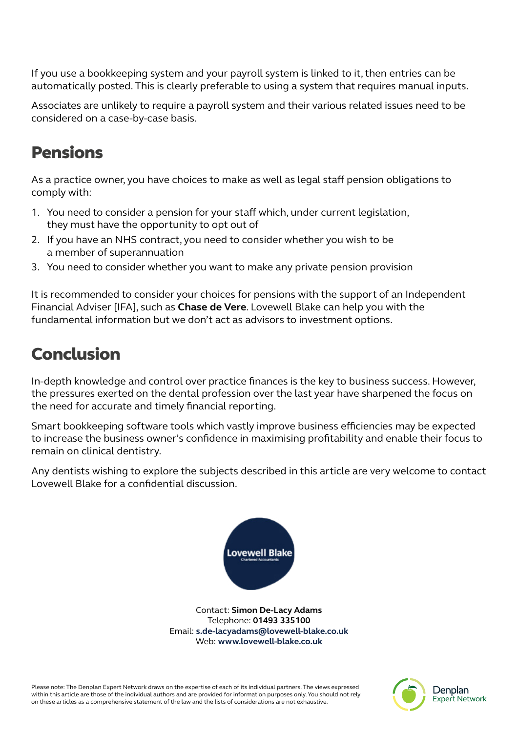If you use a bookkeeping system and your payroll system is linked to it, then entries can be automatically posted. This is clearly preferable to using a system that requires manual inputs.

Associates are unlikely to require a payroll system and their various related issues need to be considered on a case-by-case basis.

## Pensions

As a practice owner, you have choices to make as well as legal staff pension obligations to comply with:

1. You need to consider a pension for your staff which, under current legislation, they must have the opportunity to opt out of
2. If you have an NHS contract, you need to consider whether you wish to be a member of superannuation
3. You need to consider whether you want to make any private pension provision

It is recommended to consider your choices for pensions with the support of an Independent Financial Adviser [IFA], such as **Chase de Vere**. Lovewell Blake can help you with the fundamental information but we don't act as advisors to investment options.

## Conclusion

In-depth knowledge and control over practice finances is the key to business success. However, the pressures exerted on the dental profession over the last year have sharpened the focus on the need for accurate and timely financial reporting.

Smart bookkeeping software tools which vastly improve business efficiencies may be expected to increase the business owner's confidence in maximising profitability and enable their focus to remain on clinical dentistry.

Any dentists wishing to explore the subjects described in this article are very welcome to contact Lovewell Blake for a confidential discussion.

Lovewell Blake
Chartered Accountants

Contact: **Simon De-Lacy Adams**
Telephone: **01493 335100**
Email: **s.de-lacyadams@lovewell-blake.co.uk**
Web: **www.lovewell-blake.co.uk**

Please note: The Denplan Expert Network draws on the expertise of each of its individual partners. The views expressed within this article are those of the individual authors and are provided for information purposes only. You should not rely on these articles as a comprehensive statement of the law and the lists of considerations are not exhaustive.

Denplan Expert Network